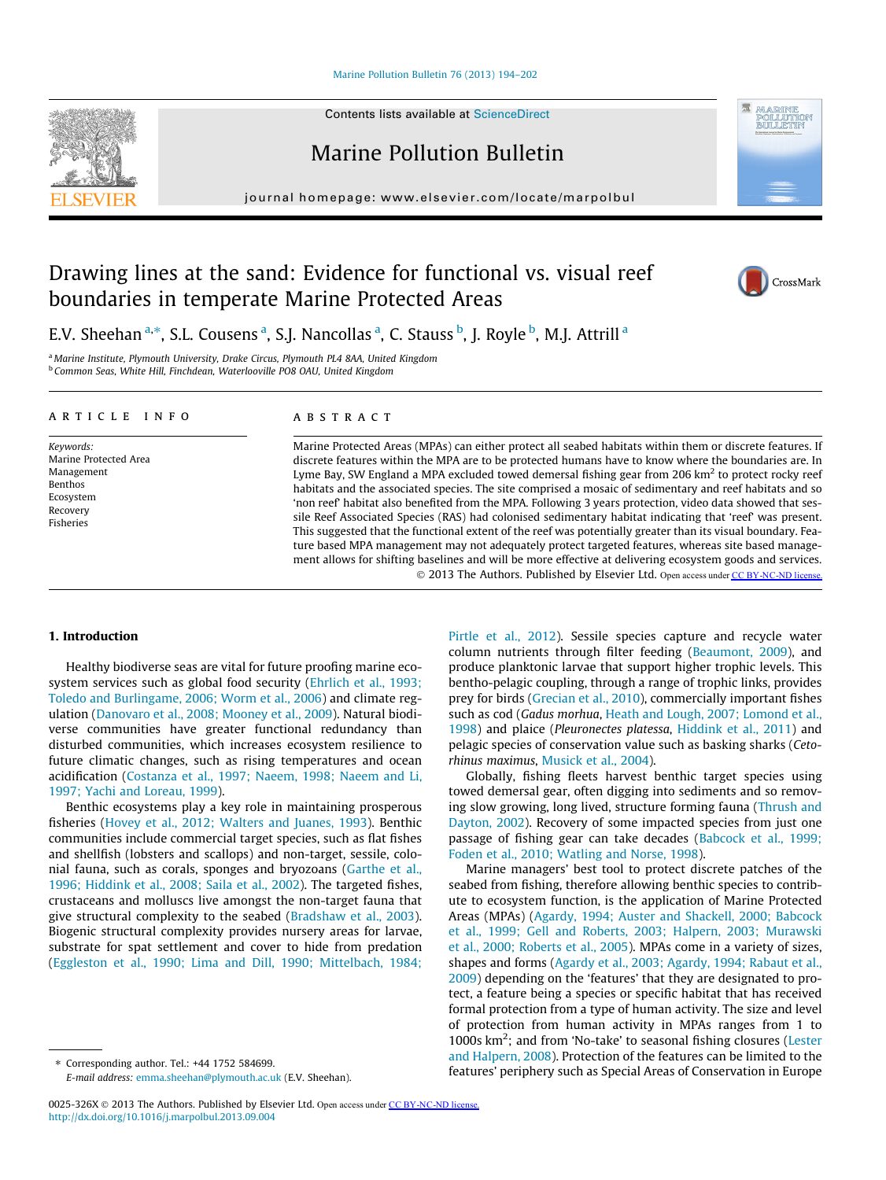# Drawing lines at the sand: Evidence for functional vs. visual reef boundaries in temperate Marine Protected Areas

E.V. Sheehan [a,*], S.L. Cousens [a], S.J. Nancollas [a], C. Stauss [b], J. Royle [b], M.J. Attrill [a]

[a] Marine Institute, Plymouth University, Drake Circus, Plymouth PL4 8AA, United Kingdom
[b] Common Seas, White Hill, Finchdean, Waterlooville PO8 OAU, United Kingdom

**ARTICLE INFO**

*Keywords:*
Marine Protected Area
Management
Benthos
Ecosystem
Recovery
Fisheries

**ABSTRACT**

Marine Protected Areas (MPAs) can either protect all seabed habitats within them or discrete features. If discrete features within the MPA are to be protected humans have to know where the boundaries are. In Lyme Bay, SW England a MPA excluded towed demersal fishing gear from 206 km$^2$ to protect rocky reef habitats and the associated species. The site comprised a mosaic of sedimentary and reef habitats and so 'non reef' habitat also benefited from the MPA. Following 3 years protection, video data showed that sessile Reef Associated Species (RAS) had colonised sedimentary habitat indicating that 'reef' was present. This suggested that the functional extent of the reef was potentially greater than its visual boundary. Feature based MPA management may not adequately protect targeted features, whereas site based management allows for shifting baselines and will be more effective at delivering ecosystem goods and services.

© 2013 The Authors. Published by Elsevier Ltd. Open access under CC BY-NC-ND license.

## 1. Introduction

Healthy biodiverse seas are vital for future proofing marine ecosystem services such as global food security (Ehrlich et al., 1993; Toledo and Burlingame, 2006; Worm et al., 2006) and climate regulation (Danovaro et al., 2008; Mooney et al., 2009). Natural biodiverse communities have greater functional redundancy than disturbed communities, which increases ecosystem resilience to future climatic changes, such as rising temperatures and ocean acidification (Costanza et al., 1997; Naeem, 1998; Naeem and Li, 1997; Yachi and Loreau, 1999).

Benthic ecosystems play a key role in maintaining prosperous fisheries (Hovey et al., 2012; Walters and Juanes, 1993). Benthic communities include commercial target species, such as flat fishes and shellfish (lobsters and scallops) and non-target, sessile, colonial fauna, such as corals, sponges and bryozoans (Garthe et al., 1996; Hiddink et al., 2008; Saila et al., 2002). The targeted fishes, crustaceans and molluscs live amongst the non-target fauna that give structural complexity to the seabed (Bradshaw et al., 2003). Biogenic structural complexity provides nursery areas for larvae, substrate for spat settlement and cover to hide from predation (Eggleston et al., 1990; Lima and Dill, 1990; Mittelbach, 1984; Pirtle et al., 2012). Sessile species capture and recycle water column nutrients through filter feeding (Beaumont, 2009), and produce planktonic larvae that support higher trophic levels. This bentho-pelagic coupling, through a range of trophic links, provides prey for birds (Grecian et al., 2010), commercially important fishes such as cod (*Gadus morhua*, Heath and Lough, 2007; Lomond et al., 1998) and plaice (*Pleuronectes platessa*, Hiddink et al., 2011) and pelagic species of conservation value such as basking sharks (*Cetorhinus maximus*, Musick et al., 2004).

Globally, fishing fleets harvest benthic target species using towed demersal gear, often digging into sediments and so removing slow growing, long lived, structure forming fauna (Thrush and Dayton, 2002). Recovery of some impacted species from just one passage of fishing gear can take decades (Babcock et al., 1999; Foden et al., 2010; Watling and Norse, 1998).

Marine managers' best tool to protect discrete patches of the seabed from fishing, therefore allowing benthic species to contribute to ecosystem function, is the application of Marine Protected Areas (MPAs) (Agardy, 1994; Auster and Shackell, 2000; Babcock et al., 1999; Gell and Roberts, 2003; Halpern, 2003; Murawski et al., 2000; Roberts et al., 2005). MPAs come in a variety of sizes, shapes and forms (Agardy et al., 2003; Agardy, 1994; Rabaut et al., 2009) depending on the 'features' that they are designated to protect, a feature being a species or specific habitat that has received formal protection from a type of human activity. The size and level of protection from human activity in MPAs ranges from 1 to 1000s km$^2$; and from 'No-take' to seasonal fishing closures (Lester and Halpern, 2008). Protection of the features can be limited to the features' periphery such as Special Areas of Conservation in Europe

\* Corresponding author. Tel.: +44 1752 584699.
E-mail address: emma.sheehan@plymouth.ac.uk (E.V. Sheehan).

0025-326X © 2013 The Authors. Published by Elsevier Ltd. Open access under CC BY-NC-ND license.
http://dx.doi.org/10.1016/j.marpolbul.2013.09.004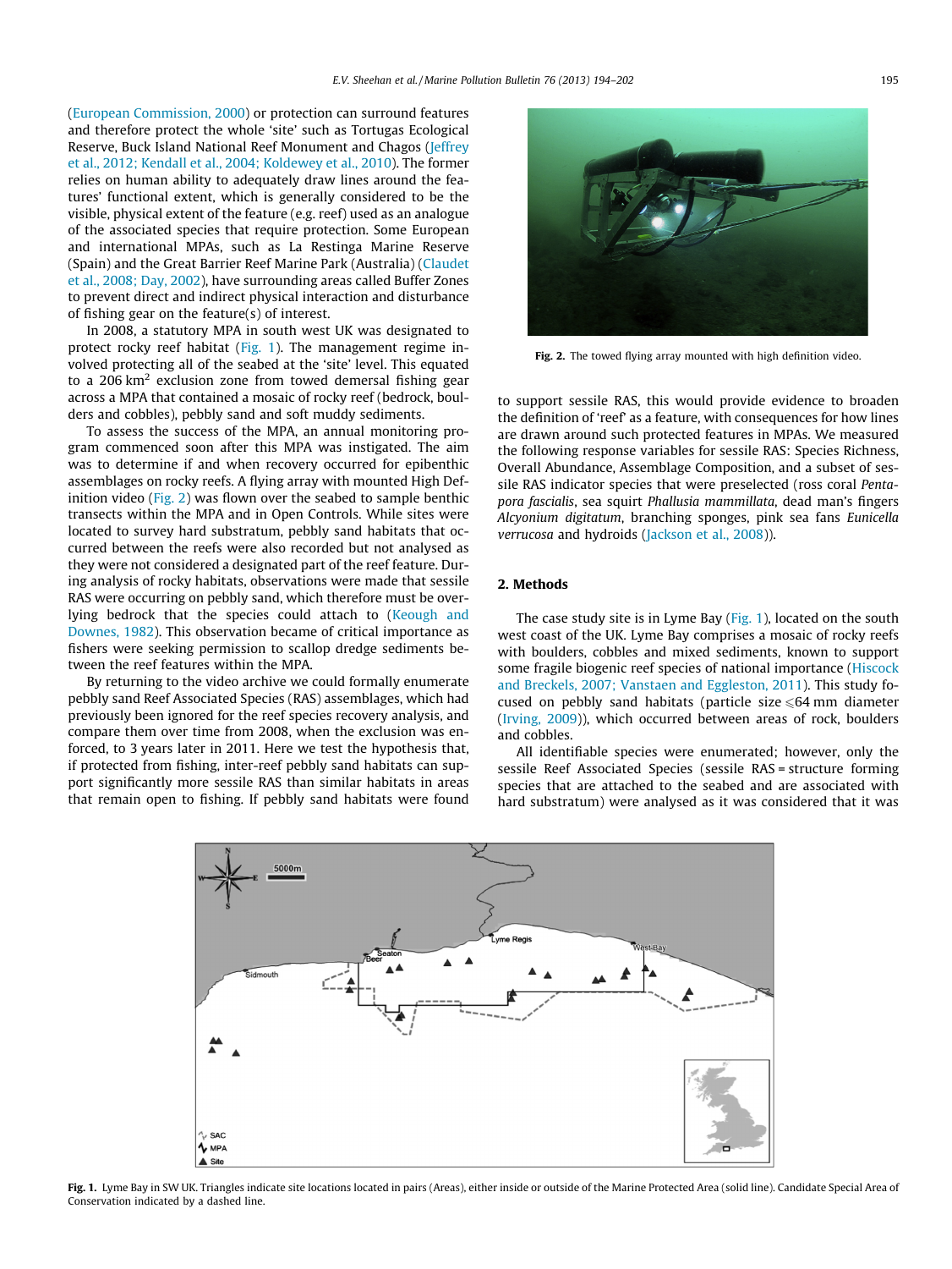(European Commission, 2000) or protection can surround features and therefore protect the whole 'site' such as Tortugas Ecological Reserve, Buck Island National Reef Monument and Chagos (Jeffrey et al., 2012; Kendall et al., 2004; Koldewey et al., 2010). The former relies on human ability to adequately draw lines around the features' functional extent, which is generally considered to be the visible, physical extent of the feature (e.g. reef) used as an analogue of the associated species that require protection. Some European and international MPAs, such as La Restinga Marine Reserve (Spain) and the Great Barrier Reef Marine Park (Australia) (Claudet et al., 2008; Day, 2002), have surrounding areas called Buffer Zones to prevent direct and indirect physical interaction and disturbance of fishing gear on the feature(s) of interest.

In 2008, a statutory MPA in south west UK was designated to protect rocky reef habitat (Fig. 1). The management regime involved protecting all of the seabed at the 'site' level. This equated to a 206 $km^2$ exclusion zone from towed demersal fishing gear across a MPA that contained a mosaic of rocky reef (bedrock, boulders and cobbles), pebbly sand and soft muddy sediments.

To assess the success of the MPA, an annual monitoring program commenced soon after this MPA was instigated. The aim was to determine if and when recovery occurred for epibenthic assemblages on rocky reefs. A flying array with mounted High Definition video (Fig. 2) was flown over the seabed to sample benthic transects within the MPA and in Open Controls. While sites were located to survey hard substratum, pebbly sand habitats that occurred between the reefs were also recorded but not analysed as they were not considered a designated part of the reef feature. During analysis of rocky habitats, observations were made that sessile RAS were occurring on pebbly sand, which therefore must be overlying bedrock that the species could attach to (Keough and Downes, 1982). This observation became of critical importance as fishers were seeking permission to scallop dredge sediments between the reef features within the MPA.

By returning to the video archive we could formally enumerate pebbly sand Reef Associated Species (RAS) assemblages, which had previously been ignored for the species recovery analysis, and compare them over time from 2008, when the exclusion was enforced, to 3 years later in 2011. Here we test the hypothesis that, if protected from fishing, inter-reef pebbly sand habitats can support significantly more sessile RAS than similar habitats in areas that remain open to fishing. If pebbly sand habitats were found

**Fig. 2.** The towed flying array mounted with high definition video.

to support sessile RAS, this would provide evidence to broaden the definition of 'reef' as a feature, with consequences for how lines are drawn around such protected features in MPAs. We measured the following response variables for sessile RAS: Species Richness, Overall Abundance, Assemblage Composition, and a subset of sessile RAS indicator species that were preselected (ross coral *Pentapora fascialis*, sea squirt *Phallusia mammillata*, dead man's fingers *Alcyonium digitatum*, branching sponges, pink sea fans *Eunicella verrucosa* and hydroids (Jackson et al., 2008)).

## 2. Methods

The case study site is in Lyme Bay (Fig. 1), located on the south west coast of the UK. Lyme Bay comprises a mosaic of rocky reefs with boulders, cobbles and mixed sediments, known to support some fragile biogenic reef species of national importance (Hiscock and Breckels, 2007; Vanstaen and Eggleston, 2011). This study focused on pebbly sand habitats (particle size ⩽64 mm diameter (Irving, 2009)), which occurred between areas of rock, boulders and cobbles.

All identifiable species were enumerated; however, only the sessile Reef Associated Species (sessile RAS = structure forming species that are attached to the seabed and are associated with hard substratum) were analysed as it was considered that it was

**Fig. 1.** Lyme Bay in SW UK. Triangles indicate site locations located in pairs (Areas), either inside or outside of the Marine Protected Area (solid line). Candidate Special Area of Conservation indicated by a dashed line.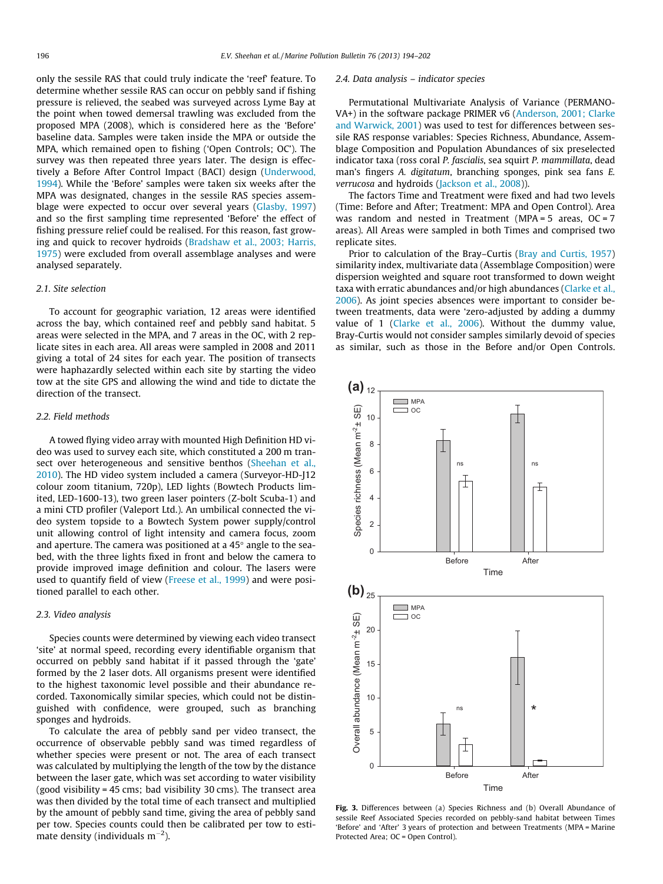only the sessile RAS that could truly indicate the 'reef' feature. To determine whether sessile RAS can occur on pebbly sand if fishing pressure is relieved, the seabed was surveyed across Lyme Bay at the point when towed demersal trawling was excluded from the proposed MPA (2008), which is considered here as the 'Before' baseline data. Samples were taken inside the MPA or outside the MPA, which remained open to fishing ('Open Controls; OC'). The survey was then repeated three years later. The design is effectively a Before After Control Impact (BACI) design (Underwood, 1994). While the 'Before' samples were taken six weeks after the MPA was designated, changes in the sessile RAS species assemblage were expected to occur over several years (Glasby, 1997) and so the first sampling time represented 'Before' the effect of fishing pressure relief could be realised. For this reason, fast growing and quick to recover hydroids (Bradshaw et al., 2003; Harris, 1975) were excluded from overall assemblage analyses and were analysed separately.

### 2.1. Site selection

To account for geographic variation, 12 areas were identified across the bay, which contained reef and pebbly sand habitat. 5 areas were selected in the MPA, and 7 areas in the OC, with 2 replicate sites in each area. All areas were sampled in 2008 and 2011 giving a total of 24 sites for each year. The position of transects were haphazardly selected within each site by starting the video tow at the site GPS and allowing the wind and tide to dictate the direction of the transect.

### 2.2. Field methods

A towed flying video array with mounted High Definition HD video was used to survey each site, which constituted a 200 m transect over heterogeneous and sensitive benthos (Sheehan et al., 2010). The HD video system included a camera (Surveyor-HD-J12 colour zoom titanium, 720p), LED lights (Bowtech Products limited, LED-1600-13), two green laser pointers (Z-bolt Scuba-1) and a mini CTD profiler (Valeport Ltd.). An umbilical connected the video system topside to a Bowtech System power supply/control unit allowing control of light intensity and camera focus, zoom and aperture. The camera was positioned at a 45° angle to the seabed, with the three lights fixed in front and below the camera to provide improved image definition and colour. The lasers were used to quantify field of view (Freese et al., 1999) and were positioned parallel to each other.

### 2.3. Video analysis

Species counts were determined by viewing each video transect 'site' at normal speed, recording every identifiable organism that occurred on pebbly sand habitat if it passed through the 'gate' formed by the 2 laser dots. All organisms present were identified to the highest taxonomic level possible and their abundance recorded. Taxonomically similar species, which could not be distinguished with confidence, were grouped, such as branching sponges and hydroids.

To calculate the area of pebbly sand per video transect, the occurrence of observable pebbly sand was timed regardless of whether species were present or not. The area of each transect was calculated by multiplying the length of the tow by the distance between the laser gate, which was set according to water visibility (good visibility = 45 cms; bad visibility 30 cms). The transect area was then divided by the total time of each transect and multiplied by the amount of pebbly sand time, giving the area of pebbly sand per tow. Species counts could then be calibrated per tow to estimate density (individuals $m^{-2}$).

### 2.4. Data analysis – indicator species

Permutational Multivariate Analysis of Variance (PERMANOVA+) in the software package PRIMER v6 (Anderson, 2001; Clarke and Warwick, 2001) was used to test for differences between sessile RAS response variables: Species Richness, Abundance, Assemblage Composition and Population Abundances of six preselected indicator taxa (ross coral *P. fascialis*, sea squirt *P. mammillata*, dead man's fingers *A. digitatum*, branching sponges, pink sea fans *E. verrucosa* and hydroids (Jackson et al., 2008)).

The factors Time and Treatment were fixed and had two levels (Time: Before and After; Treatment: MPA and Open Control). Area was random and nested in Treatment (MPA = 5 areas, OC = 7 areas). All Areas were sampled in both Times and comprised two replicate sites.

Prior to calculation of the Bray–Curtis (Bray and Curtis, 1957) similarity index, multivariate data (Assemblage Composition) were dispersion weighted and square root transformed to down weight taxa with erratic abundances and/or high abundances (Clarke et al., 2006). As joint species absences were important to consider between treatments, data were 'zero-adjusted by adding a dummy value of 1 (Clarke et al., 2006). Without the dummy value, Bray-Curtis would not consider samples similarly devoid of species as similar, such as those in the Before and/or Open Controls.

**Fig. 3.** Differences between (a) Species Richness and (b) Overall Abundance of sessile Reef Associated Species recorded on pebbly-sand habitat between Times 'Before' and 'After' 3 years of protection and between Treatments (MPA = Marine Protected Area; OC = Open Control).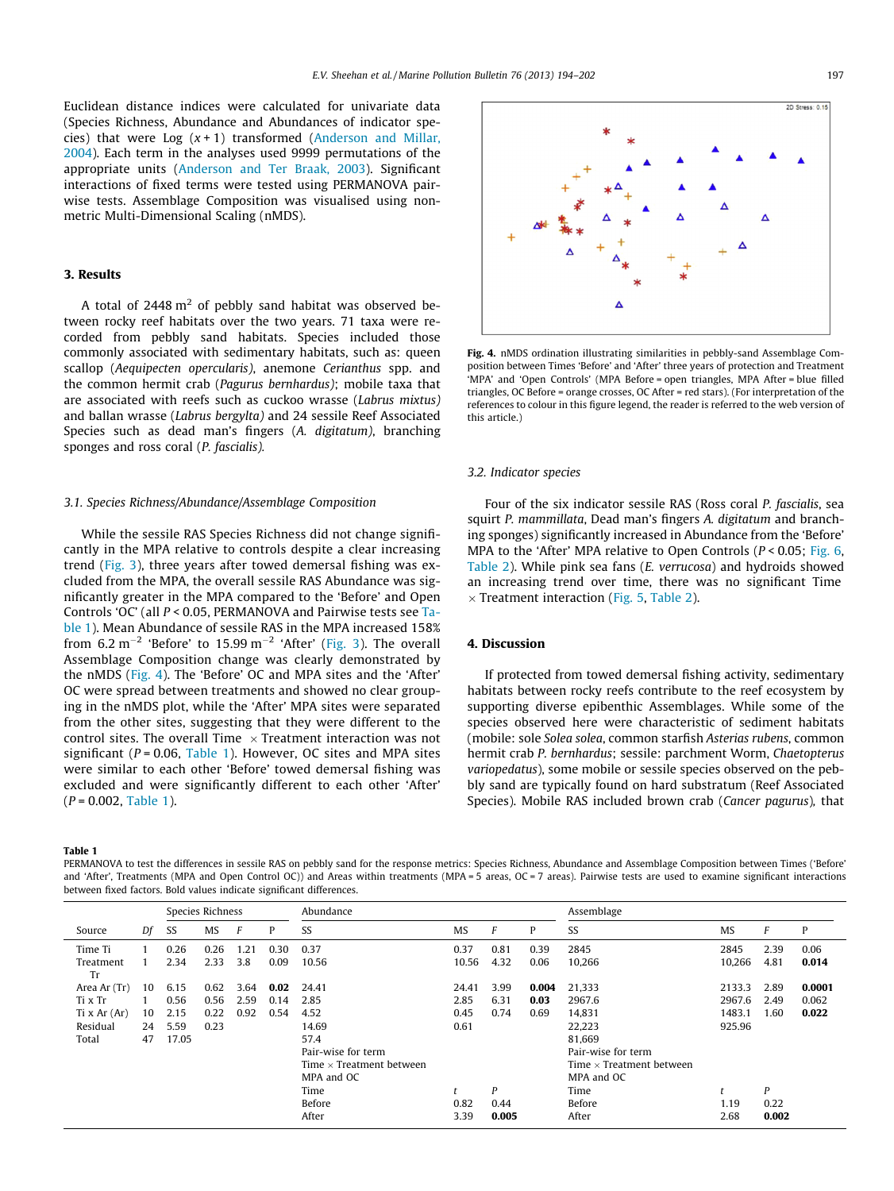Euclidean distance indices were calculated for univariate data (Species Richness, Abundance and Abundances of indicator species) that were Log $(x + 1)$ transformed (Anderson and Millar, 2004). Each term in the analyses used 9999 permutations of the appropriate units (Anderson and Ter Braak, 2003). Significant interactions of fixed terms were tested using PERMANOVA pair-wise tests. Assemblage Composition was visualised using non-metric Multi-Dimensional Scaling (nMDS).

## 3. Results

A total of 2448 $m^2$ of pebbly sand habitat was observed between rocky reef habitats over the two years. 71 taxa were recorded from pebbly sand habitats. Species included those commonly associated with sedimentary habitats, such as: queen scallop (*Aequipecten opercularis*), anemone *Cerianthus* spp. and the common hermit crab (*Pagurus bernhardus*); mobile taxa that are associated with reefs such as cuckoo wrasse (*Labrus mixtus*) and ballan wrasse (*Labrus bergylta*) and 24 sessile Reef Associated Species such as dead man's fingers (*A. digitatum*), branching sponges and ross coral (*P. fascialis*).

### 3.1. Species Richness/Abundance/Assemblage Composition

While the sessile RAS Species Richness did not change significantly in the MPA relative to controls despite a clear increasing trend (Fig. 3), three years after towed demersal fishing was excluded from the MPA, the overall sessile RAS Abundance was significantly greater in the MPA compared to the 'Before' and Open Controls 'OC' (all $P < 0.05$, PERMANOVA and Pairwise tests see Table 1). Mean Abundance of sessile RAS in the MPA increased 158% from 6.2 $m^{-2}$ 'Before' to 15.99 $m^{-2}$ 'After' (Fig. 3). The overall Assemblage Composition change was clearly demonstrated by the nMDS (Fig. 4). The 'Before' OC and MPA sites and the 'After' OC were spread between treatments and showed no clear grouping in the nMDS plot, while the 'After' MPA sites were separated from the other sites, suggesting that they were different to the control sites. The overall Time $\times$ Treatment interaction was not significant ($P = 0.06$, Table 1). However, OC sites and MPA sites were similar to each other 'Before' towed demersal fishing was excluded and were significantly different to each other 'After' ($P = 0.002$, Table 1).

Fig. 4. nMDS ordination illustrating similarities in pebbly-sand Assemblage Composition between Times 'Before' and 'After' three years of protection and Treatment 'MPA' and 'Open Controls' (MPA Before = open triangles, MPA After = blue filled triangles, OC Before = orange crosses, OC After = red stars). (For interpretation of the references to colour in this figure legend, the reader is referred to the web version of this article.)

### 3.2. Indicator species

Four of the six indicator sessile RAS (Ross coral *P. fascialis*, sea squirt *P. mammillata*, Dead man's fingers *A. digitatum* and branching sponges) significantly increased in Abundance from the 'Before' MPA to the 'After' MPA relative to Open Controls ($P < 0.05$; Fig. 6, Table 2). While pink sea fans (*E. verrucosa*) and hydroids showed an increasing trend over time, there was no significant Time $\times$ Treatment interaction (Fig. 5, Table 2).

## 4. Discussion

If protected from towed demersal fishing activity, sedimentary habitats between rocky reefs contribute to the reef ecosystem by supporting diverse epibenthic Assemblages. While some of the species observed here were characteristic of sediment habitats (mobile: sole *Solea solea*, common starfish *Asterias rubens*, common hermit crab *P. bernhardus*; sessile: parchment Worm, *Chaetopterus variopedatus*), some mobile or sessile species observed on the pebbly sand are typically found on hard substratum (Reef Associated Species). Mobile RAS included brown crab (*Cancer pagurus*), that

**Table 1**
PERMANOVA to test the differences in sessile RAS on pebbly sand for the response metrics: Species Richness, Abundance and Assemblage Composition between Times ('Before' and 'After'), Treatments (MPA and Open Control OC)) and Areas within treatments (MPA = 5 areas, OC = 7 areas). Pairwise tests are used to examine significant interactions between fixed factors. Bold values indicate significant differences.

| | | Species Richness | | | | Abundance | | | | Assemblage | | | |
|---|---|---|---|---|---|---|---|---|---|---|---|---|---|
| Source | *Df* | SS | MS | *F* | P | SS | MS | *F* | P | SS | MS | *F* | P |
| Time Ti | 1 | 0.26 | 0.26 | 1.21 | 0.30 | 0.37 | 0.37 | 0.81 | 0.39 | 2845 | 2845 | 2.39 | 0.06 |
| Treatment Tr | 1 | 2.34 | 2.33 | 3.8 | 0.09 | 10.56 | 10.56 | 4.32 | 0.06 | 10,266 | 10,266 | 4.81 | **0.014** |
| Area Ar (Tr) | 10 | 6.15 | 0.62 | 3.64 | **0.02** | 24.41 | 24.41 | 3.99 | **0.004** | 21,333 | 2133.3 | 2.89 | **0.0001** |
| Ti x Tr | 1 | 0.56 | 0.56 | 2.59 | 0.14 | 2.85 | 2.85 | 6.31 | **0.03** | 2967.6 | 2967.6 | 2.49 | 0.062 |
| Ti x Ar (Ar) | 10 | 2.15 | 0.22 | 0.92 | 0.54 | 4.52 | 0.45 | 0.74 | 0.69 | 14,831 | 1483.1 | 1.60 | **0.022** |
| Residual | 24 | 5.59 | 0.23 | | | 14.69 | 0.61 | | | 22,223 | 925.96 | | |
| Total | 47 | 17.05 | | | | 57.4 | | | | 81,669 | | | |
| | | | | | | Pair-wise for term Time $\times$ Treatment between MPA and OC | | | | Pair-wise for term Time $\times$ Treatment between MPA and OC | | | |
| | | | | | | Time | *t* | *P* | | Time | *t* | *P* | |
| | | | | | | Before | 0.82 | 0.44 | | Before | 1.19 | 0.22 | |
| | | | | | | After | 3.39 | **0.005** | | After | 2.68 | **0.002** | |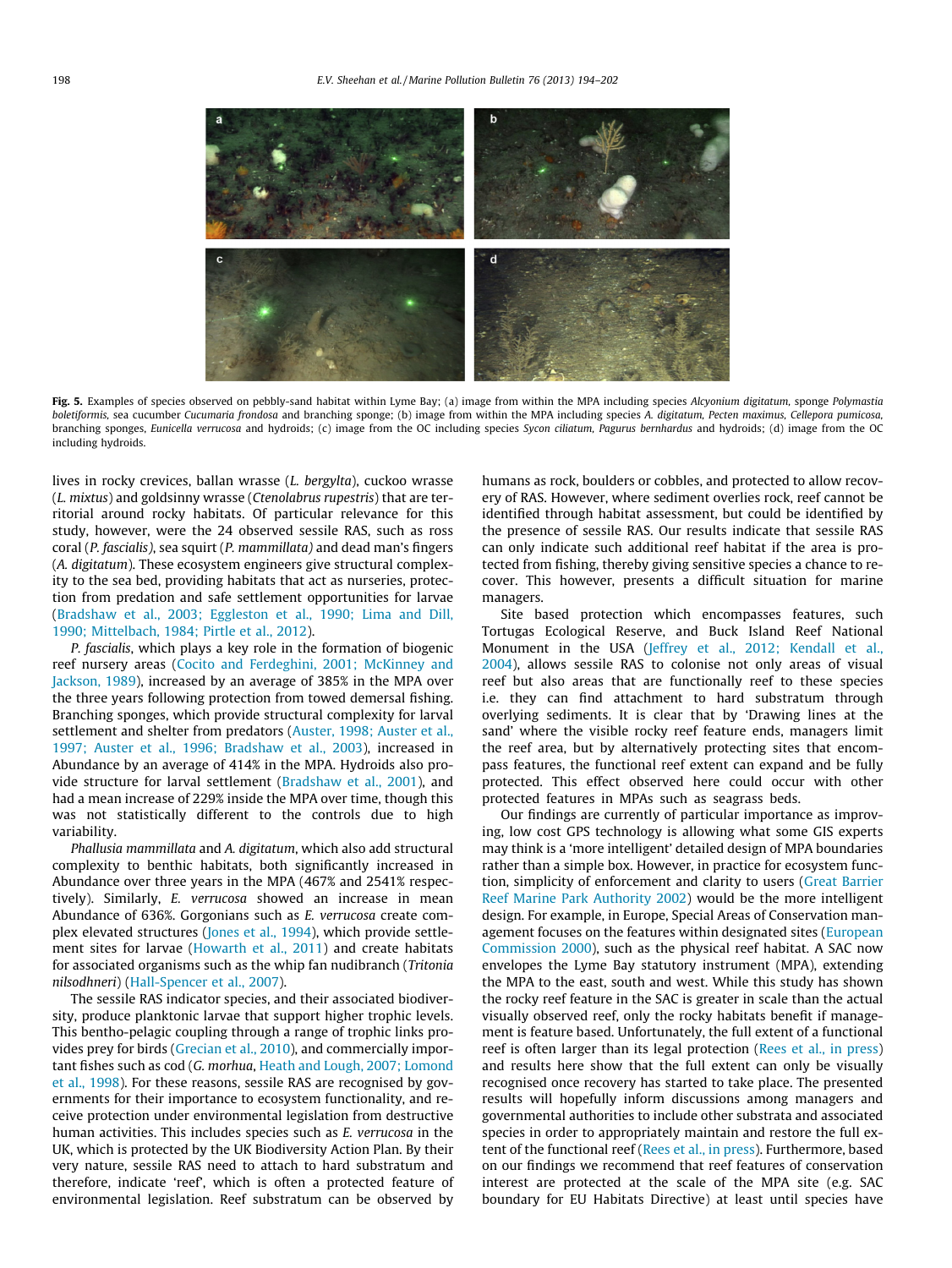Fig. 5. Examples of species observed on pebbly-sand habitat within Lyme Bay; (a) image from within the MPA including species *Alcyonium digitatum*, sponge *Polymastia boletiformis*, sea cucumber *Cucumaria frondosa* and branching sponge; (b) image from within the MPA including species *A. digitatum*, *Pecten maximus*, *Cellepora pumicosa*, branching sponges, *Eunicella verrucosa* and hydroids; (c) image from the OC including species *Sycon ciliatum*, *Pagurus bernhardus* and hydroids; (d) image from the OC including hydroids.

lives in rocky crevices, ballan wrasse (*L. bergylta*), cuckoo wrasse (*L. mixtus*) and goldsinny wrasse (*Ctenolabrus rupestris*) that are territorial around rocky habitats. Of particular relevance for this study, however, were the 24 observed sessile RAS, such as ross coral (*P. fascialis*), sea squirt (*P. mammillata)* and dead man's fingers (*A. digitatum*). These ecosystem engineers give structural complexity to the sea bed, providing habitats that act as nurseries, protection from predation and safe settlement opportunities for larvae (Bradshaw et al., 2003; Eggleston et al., 1990; Lima and Dill, 1990; Mittelbach, 1984; Pirtle et al., 2012).

*P. fascialis*, which plays a key role in the formation of biogenic reef nursery areas (Cocito and Ferdeghini, 2001; McKinney and Jackson, 1989), increased by an average of 385% in the MPA over the three years following protection from towed demersal fishing. Branching sponges, which provide structural complexity for larval settlement and shelter from predators (Auster, 1998; Auster et al., 1997; Auster et al., 1996; Bradshaw et al., 2003), increased in Abundance by an average of 414% in the MPA. Hydroids also provide structure for larval settlement (Bradshaw et al., 2001), and had a mean increase of 229% inside the MPA over time, though this was not statistically different to the controls due to high variability.

*Phallusia mammillata* and *A. digitatum*, which also add structural complexity to benthic habitats, both significantly increased in Abundance over three years in the MPA (467% and 2541% respectively). Similarly, *E. verrucosa* showed an increase in mean Abundance of 636%. Gorgonians such as *E. verrucosa* create complex elevated structures (Jones et al., 1994), which provide settlement sites for larvae (Howarth et al., 2011) and create habitats for associated organisms such as the whip fan nudibranch (*Tritonia nilsodhneri*) (Hall-Spencer et al., 2007).

The sessile RAS indicator species, and their associated biodiversity, produce planktonic larvae that support higher trophic levels. This bentho-pelagic coupling through a range of trophic links provides prey for birds (Grecian et al., 2010), and commercially important fishes such as cod (*G. morhua*, Heath and Lough, 2007; Lomond et al., 1998). For these reasons, sessile RAS are recognised by governments for their importance to ecosystem functionality, and receive protection under environmental legislation from destructive human activities. This includes species such as *E. verrucosa* in the UK, which is protected by the UK Biodiversity Action Plan. By their very nature, sessile RAS need to attach to hard substratum and therefore, indicate 'reef', which is often a protected feature of environmental legislation. Reef substratum can be observed by humans as rock, boulders or cobbles, and protected to allow recovery of RAS. However, where sediment overlies rock, reef cannot be identified through habitat assessment, but could be identified by the presence of sessile RAS. Our results indicate that sessile RAS can only indicate such additional reef habitat if the area is protected from fishing, thereby giving sensitive species a chance to recover. This however, presents a difficult situation for marine managers.

Site based protection which encompasses features, such Tortugas Ecological Reserve, and Buck Island Reef National Monument in the USA (Jeffrey et al., 2012; Kendall et al., 2004), allows sessile RAS to colonise not only areas of visual reef but also areas that are functionally reef to these species i.e. they can find attachment to hard substratum through overlying sediments. It is clear that by 'Drawing lines at the sand' where the visible rocky reef feature ends, managers limit the reef area, but by alternatively protecting sites that encompass features, the functional reef extent can expand and be fully protected. This effect observed here could occur with other protected features in MPAs such as seagrass beds.

Our findings are currently of particular importance as improving, low cost GPS technology is allowing what some GIS experts may think is a 'more intelligent' detailed design of MPA boundaries rather than a simple box. However, in practice for ecosystem function, simplicity of enforcement and clarity to users (Great Barrier Reef Marine Park Authority 2002) would be the more intelligent design. For example, in Europe, Special Areas of Conservation management focuses on the features within designated sites (European Commission 2000), such as the physical reef habitat. A SAC now envelopes the Lyme Bay statutory instrument (MPA), extending the MPA to the east, south and west. While this study has shown the rocky reef feature in the SAC is greater in scale than the actual visually observed reef, only the rocky habitats benefit if management is feature based. Unfortunately, the full extent of a functional reef is often larger than its legal protection (Rees et al., in press) and results here show that the full extent can only be visually recognised once recovery has started to take place. The presented results will hopefully inform discussions among managers and governmental authorities to include other substrata and associated species in order to appropriately maintain and restore the full extent of the functional reef (Rees et al., in press). Furthermore, based on our findings we recommend that reef features of conservation interest are protected at the scale of the MPA site (e.g. SAC boundary for EU Habitats Directive) at least until species have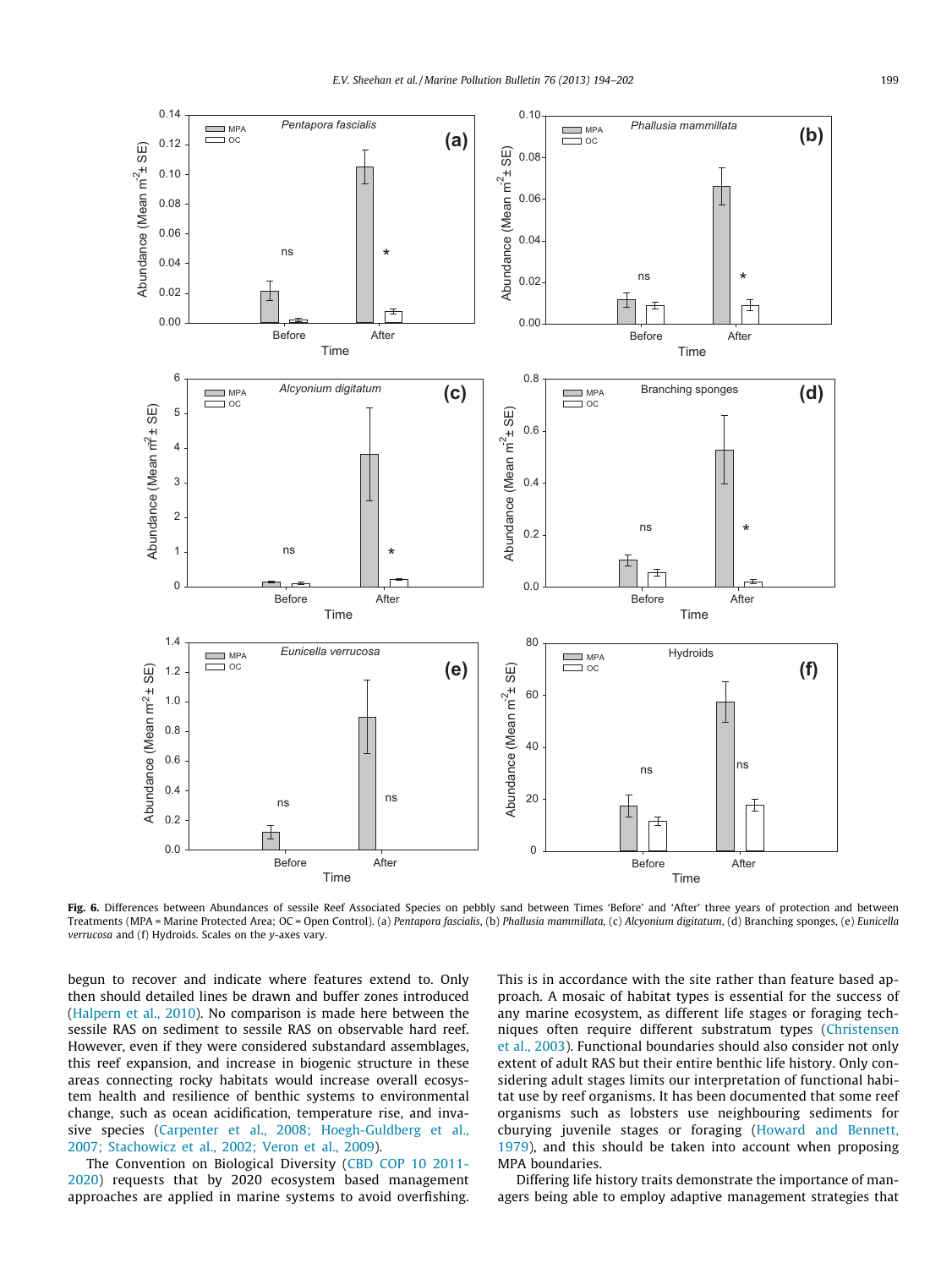**Fig. 6.** Differences between Abundances of sessile Reef Associated Species on pebbly sand between Times 'Before' and 'After' three years of protection and between Treatments (MPA = Marine Protected Area; OC = Open Control). (a) *Pentapora fascialis*, (b) *Phallusia mammillata*, (c) *Alcyonium digitatum*, (d) Branching sponges, (e) *Eunicella verrucosa* and (f) Hydroids. Scales on the y-axes vary.

begun to recover and indicate where features extend to. Only then should detailed lines be drawn and buffer zones introduced (Halpern et al., 2010). No comparison is made here between the sessile RAS on sediment to sessile RAS on observable hard reef. However, even if they were considered substandard assemblages, this reef expansion, and increase in biogenic structure in these areas connecting rocky habitats would increase overall ecosystem health and resilience of benthic systems to environmental change, such as ocean acidification, temperature rise, and invasive species (Carpenter et al., 2008; Hoegh-Guldberg et al., 2007; Stachowicz et al., 2002; Veron et al., 2009).

The Convention on Biological Diversity (CBD COP 10 2011-2020) requests that by 2020 ecosystem based management approaches are applied in marine systems to avoid overfishing. This is in accordance with the site rather than feature based approach. A mosaic of habitat types is essential for the success of any marine ecosystem, as different life stages or foraging techniques often require different substratum types (Christensen et al., 2003). Functional boundaries should also consider not only extent of adult RAS but their entire benthic life history. Only considering adult stages limits our interpretation of functional habitat use by reef organisms. It has been documented that some reef organisms such as lobsters use neighbouring sediments for cburying juvenile stages or foraging (Howard and Bennett, 1979), and this should be taken into account when proposing MPA boundaries.

Differing life history traits demonstrate the importance of managers being able to employ adaptive management strategies that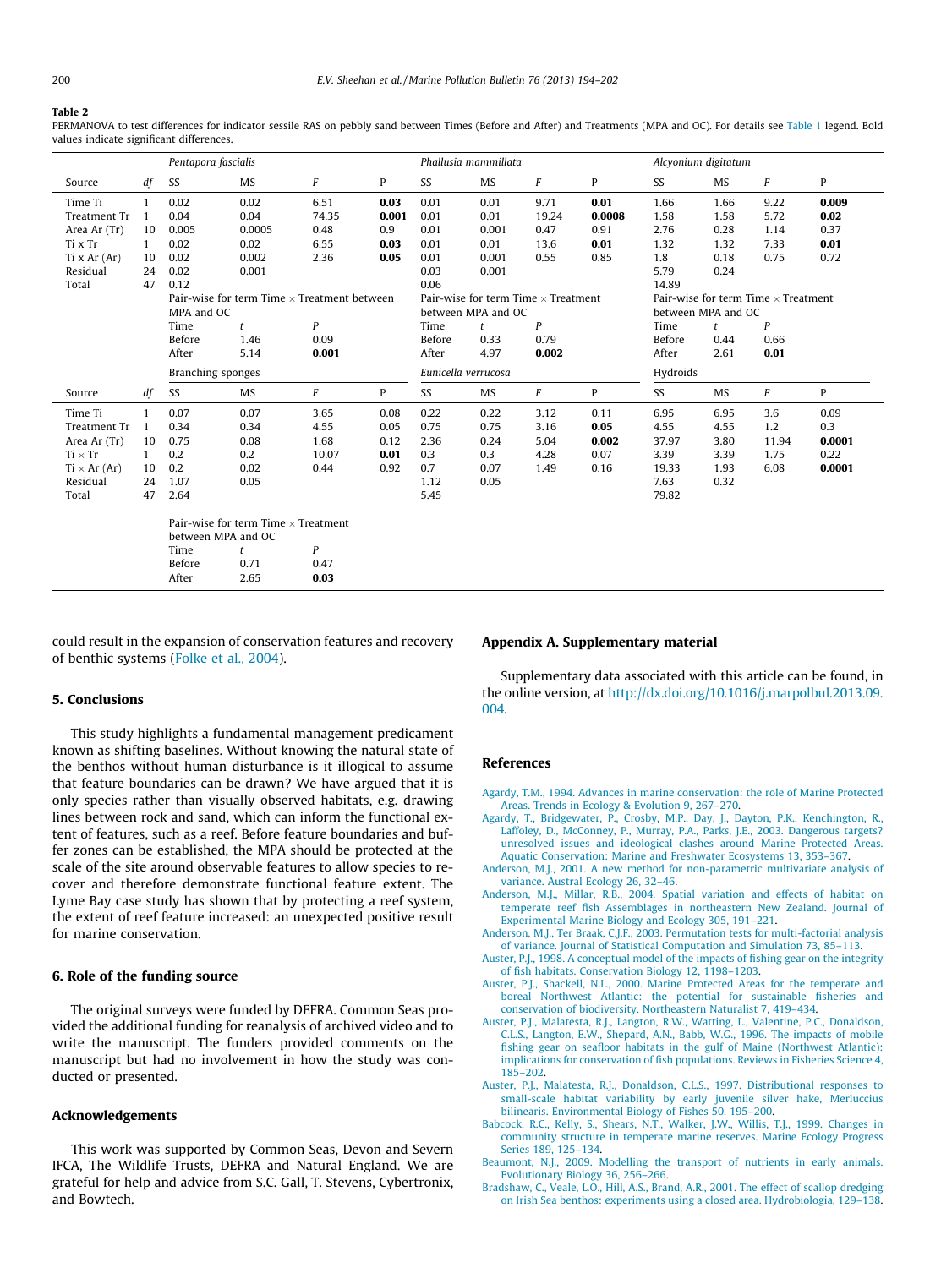**Table 2**
PERMANOVA to test differences for indicator sessile RAS on pebbly sand between Times (Before and After) and Treatments (MPA and OC). For details see Table 1 legend. Bold values indicate significant differences.

| | | *Pentapora fascialis* | | | | *Phallusia mammillata* | | | | *Alcyonium digitatum* | | | |
|---|---|---|---|---|---|---|---|---|---|---|---|---|---|
| Source | df | SS | MS | *F* | P | SS | MS | *F* | P | SS | MS | *F* | P |
| Time Ti | 1 | 0.02 | 0.02 | 6.51 | **0.03** | 0.01 | 0.01 | 9.71 | **0.01** | 1.66 | 1.66 | 9.22 | **0.009** |
| Treatment Tr | 1 | 0.04 | 0.04 | 74.35 | **0.001** | 0.01 | 0.01 | 19.24 | **0.0008** | 1.58 | 1.58 | 5.72 | **0.02** |
| Area Ar (Tr) | 10 | 0.005 | 0.0005 | 0.48 | 0.9 | 0.01 | 0.001 | 0.47 | 0.91 | 2.76 | 0.28 | 1.14 | 0.37 |
| Ti x Tr | 1 | 0.02 | 0.02 | 6.55 | **0.03** | 0.01 | 0.01 | 13.6 | **0.01** | 1.32 | 1.32 | 7.33 | **0.01** |
| Ti x Ar (Ar) | 10 | 0.02 | 0.002 | 2.36 | **0.05** | 0.01 | 0.001 | 0.55 | 0.85 | 1.8 | 0.18 | 0.75 | 0.72 |
| Residual | 24 | 0.02 | 0.001 | | | 0.03 | 0.001 | | | 5.79 | 0.24 | | |
| Total | 47 | 0.12 | | | | 0.06 | | | | 14.89 | | | |
| | | Pair-wise for term Time × Treatment between MPA and OC | | | | Pair-wise for term Time × Treatment between MPA and OC | | | | Pair-wise for term Time × Treatment between MPA and OC | | | |
| | | Time | *t* | *P* | | Time | *t* | *P* | | Time | *t* | *P* | |
| | | Before | 1.46 | 0.09 | | Before | 0.33 | 0.79 | | Before | 0.44 | 0.66 | |
| | | After | 5.14 | **0.001** | | After | 4.97 | **0.002** | | After | 2.61 | **0.01** | |
| | | Branching sponges | | | | *Eunicella verrucosa* | | | | Hydroids | | | |
| Source | df | SS | MS | *F* | P | SS | MS | *F* | P | SS | MS | *F* | P |
| Time Ti | 1 | 0.07 | 0.07 | 3.65 | 0.08 | 0.22 | 0.22 | 3.12 | 0.11 | 6.95 | 6.95 | 3.6 | 0.09 |
| Treatment Tr | 1 | 0.34 | 0.34 | 4.55 | 0.05 | 0.75 | 0.75 | 3.16 | **0.05** | 4.55 | 4.55 | 1.2 | 0.3 |
| Area Ar (Tr) | 10 | 0.75 | 0.08 | 1.68 | 0.12 | 2.36 | 0.24 | 5.04 | **0.002** | 37.97 | 3.80 | 11.94 | **0.0001** |
| Ti × Tr | 1 | 0.2 | 0.2 | 10.07 | **0.01** | 0.3 | 0.3 | 4.28 | 0.07 | 3.39 | 3.39 | 1.75 | 0.22 |
| Ti × Ar (Ar) | 10 | 0.2 | 0.02 | 0.44 | 0.92 | 0.7 | 0.07 | 1.49 | 0.16 | 19.33 | 1.93 | 6.08 | **0.0001** |
| Residual | 24 | 1.07 | 0.05 | | | 1.12 | 0.05 | | | 7.63 | 0.32 | | |
| Total | 47 | 2.64 | | | | 5.45 | | | | 79.82 | | | |
| | | Pair-wise for term Time × Treatment between MPA and OC | | | | | | | | | | | |
| | | Time | *t* | *P* | | | | | | | | | |
| | | Before | 0.71 | 0.47 | | | | | | | | | |
| | | After | 2.65 | **0.03** | | | | | | | | | |

could result in the expansion of conservation features and recovery of benthic systems (Folke et al., 2004).

## 5. Conclusions

This study highlights a fundamental management predicament known as shifting baselines. Without knowing the natural state of the benthos without human disturbance is it illogical to assume that feature boundaries can be drawn? We have argued that it is only species rather than visually observed habitats, e.g. drawing lines between rock and sand, which can inform the functional extent of features, such as a reef. Before feature boundaries and buffer zones can be established, the MPA should be protected at the scale of the site around observable features to allow species to recover and therefore demonstrate functional feature extent. The Lyme Bay case study has shown that by protecting a reef system, the extent of reef feature increased: an unexpected positive result for marine conservation.

## 6. Role of the funding source

The original surveys were funded by DEFRA. Common Seas provided the additional funding for reanalysis of archived video and to write the manuscript. The funders provided comments on the manuscript but had no involvement in how the study was conducted or presented.

## Acknowledgements

This work was supported by Common Seas, Devon and Severn IFCA, The Wildlife Trusts, DEFRA and Natural England. We are grateful for help and advice from S.C. Gall, T. Stevens, Cybertronix, and Bowtech.

## Appendix A. Supplementary material

Supplementary data associated with this article can be found, in the online version, at http://dx.doi.org/10.1016/j.marpolbul.2013.09.004.

## References

Agardy, T.M., 1994. Advances in marine conservation: the role of Marine Protected Areas. Trends in Ecology & Evolution 9, 267–270.

Agardy, T., Bridgewater, P., Crosby, M.P., Day, J., Dayton, P.K., Kenchington, R., Laffoley, D., McConney, P., Murray, P.A., Parks, J.E., 2003. Dangerous targets? unresolved issues and ideological clashes around Marine Protected Areas. Aquatic Conservation: Marine and Freshwater Ecosystems 13, 353–367.

Anderson, M.J., 2001. A new method for non-parametric multivariate analysis of variance. Austral Ecology 26, 32–46.

Anderson, M.J., Millar, R.B., 2004. Spatial variation and effects of habitat on temperate reef fish Assemblages in northeastern New Zealand. Journal of Experimental Marine Biology and Ecology 305, 191–221.

Anderson, M.J., Ter Braak, C.J.F., 2003. Permutation tests for multi-factorial analysis of variance. Journal of Statistical Computation and Simulation 73, 85–113.

Auster, P.J., 1998. A conceptual model of the impacts of fishing gear on the integrity of fish habitats. Conservation Biology 12, 1198–1203.

Auster, P.J., Shackell, N.L., 2000. Marine Protected Areas for the temperate and boreal Northwest Atlantic: the potential for sustainable fisheries and conservation of biodiversity. Northeastern Naturalist 7, 419–434.

Auster, P.J., Malatesta, R.J., Langton, R.W., Watting, L., Valentine, P.C., Donaldson, C.L.S., Langton, E.W., Shepard, A.N., Babb, W.G., 1996. The impacts of mobile fishing gear on seafloor habitats in the gulf of Maine (Northwest Atlantic): implications for conservation of fish populations. Reviews in Fisheries Science 4, 185–202.

Auster, P.J., Malatesta, R.J., Donaldson, C.L.S., 1997. Distributional responses to small-scale habitat variability by early juvenile silver hake, Merluccius bilinearis. Environmental Biology of Fishes 50, 195–200.

Babcock, R.C., Kelly, S., Shears, N.T., Walker, J.W., Willis, T.J., 1999. Changes in community structure in temperate marine reserves. Marine Ecology Progress Series 189, 125–134.

Beaumont, N.J., 2009. Modelling the transport of nutrients in early animals. Evolutionary Biology 36, 256–266.

Bradshaw, C., Veale, L.O., Hill, A.S., Brand, A.R., 2001. The effect of scallop dredging on Irish Sea benthos: experiments using a closed area. Hydrobiologia, 129–138.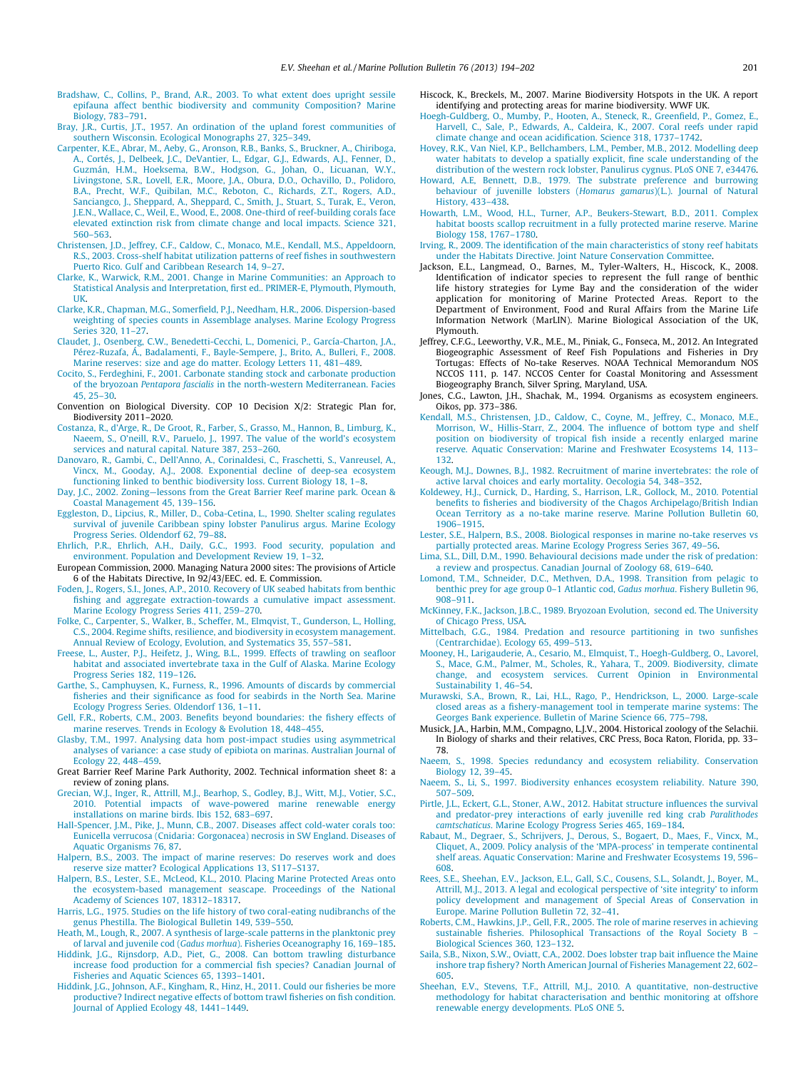Bradshaw, C., Collins, P., Brand, A.R., 2003. To what extent does upright sessile epifauna affect benthic biodiversity and community Composition? Marine Biology, 783–791.

Bray, J.R., Curtis, J.T., 1957. An ordination of the upland forest communities of southern Wisconsin. Ecological Monographs 27, 325–349.

Carpenter, K.E., Abrar, M., Aeby, G., Aronson, R.B., Banks, S., Bruckner, A., Chiriboga, A., Cortés, J., Delbeek, J.C., DeVantier, L., Edgar, G.J., Edwards, A.J., Fenner, D., Guzmán, H.M., Hoeksema, B.W., Hodgson, G., Johan, O., Licuanan, W.Y., Livingstone, S.R., Lovell, E.R., Moore, J.A., Obura, D.O., Ochavillo, D., Polidoro, B.A., Precht, W.F., Quibilan, M.C., Reboton, C., Richards, Z.T., Rogers, A.D., Sanciangco, J., Sheppard, A., Sheppard, C., Smith, J., Stuart, S., Turak, E., Veron, J.E.N., Wallace, C., Weil, E., Wood, E., 2008. One-third of reef-building corals face elevated extinction risk from climate change and local impacts. Science 321, 560–563.

Christensen, J.D., Jeffrey, C.F., Caldow, C., Monaco, M.E., Kendall, M.S., Appeldoorn, R.S., 2003. Cross-shelf habitat utilization patterns of reef fishes in southwestern Puerto Rico. Gulf and Caribbean Research 14, 9–27.

Clarke, K., Warwick, R.M., 2001. Change in Marine Communities: an Approach to Statistical Analysis and Interpretation, first ed.. PRIMER-E, Plymouth, Plymouth, UK.

Clarke, K.R., Chapman, M.G., Somerfield, P.J., Needham, H.R., 2006. Dispersion-based weighting of species counts in Assemblage analyses. Marine Ecology Progress Series 320, 11–27.

Claudet, J., Osenberg, C.W., Benedetti-Cecchi, L., Domenici, P., García-Charton, J.A., Pérez-Ruzafa, Á., Badalamenti, F., Bayle-Sempere, J., Brito, A., Bulleri, F., 2008. Marine reserves: size and age do matter. Ecology Letters 11, 481–489.

Cocito, S., Ferdeghini, F., 2001. Carbonate standing stock and carbonate production of the bryozoan *Pentapora fascialis* in the north-western Mediterranean. Facies 45, 25–30.

Convention on Biological Diversity. COP 10 Decision X/2: Strategic Plan for, Biodiversity 2011–2020.

Costanza, R., d'Arge, R., De Groot, R., Farber, S., Grasso, M., Hannon, B., Limburg, K., Naeem, S., O'neill, R.V., Paruelo, J., 1997. The value of the world's ecosystem services and natural capital. Nature 387, 253–260.

Danovaro, R., Gambi, C., Dell'Anno, A., Corinaldesi, C., Fraschetti, S., Vanreusel, A., Vincx, M., Gooday, A.J., 2008. Exponential decline of deep-sea ecosystem functioning linked to benthic biodiversity loss. Current Biology 18, 1–8.

Day, J.C., 2002. Zoning—lessons from the Great Barrier Reef marine park. Ocean & Coastal Management 45, 139–156.

Eggleston, D., Lipcius, R., Miller, D., Coba-Cetina, L., 1990. Shelter scaling regulates survival of juvenile Caribbean spiny lobster Panulirus argus. Marine Ecology Progress Series. Oldendorf 62, 79–88.

Ehrlich, P.R., Ehrlich, A.H., Daily, G.C., 1993. Food security, population and environment. Population and Development Review 19, 1–32.

European Commission, 2000. Managing Natura 2000 sites: The provisions of Article 6 of the Habitats Directive, In 92/43/EEC. ed. E. Commission.

Foden, J., Rogers, S.I., Jones, A.P., 2010. Recovery of UK seabed habitats from benthic fishing and aggregate extraction-towards a cumulative impact assessment. Marine Ecology Progress Series 411, 259–270.

Folke, C., Carpenter, S., Walker, B., Scheffer, M., Elmqvist, T., Gunderson, L., Holling, C.S., 2004. Regime shifts, resilience, and biodiversity in ecosystem management. Annual Review of Ecology, Evolution, and Systematics 35, 557–581.

Freese, L., Auster, P.J., Heifetz, J., Wing, B.L., 1999. Effects of trawling on seafloor habitat and associated invertebrate taxa in the Gulf of Alaska. Marine Ecology Progress Series 182, 119–126.

Garthe, S., Camphuysen, K., Furness, R., 1996. Amounts of discards by commercial fisheries and their significance as food for seabirds in the North Sea. Marine Ecology Progress Series. Oldendorf 136, 1–11.

Gell, F.R., Roberts, C.M., 2003. Benefits beyond boundaries: the fishery effects of marine reserves. Trends in Ecology & Evolution 18, 448–455.

Glasby, T.M., 1997. Analysing data hom post-impact studies using asymmetrical analyses of variance: a case study of epibiota on marinas. Australian Journal of Ecology 22, 448–459.

Great Barrier Reef Marine Park Authority, 2002. Technical information sheet 8: a review of zoning plans.

Grecian, W.J., Inger, R., Attrill, M.J., Bearhop, S., Godley, B.J., Witt, M.J., Votier, S.C., 2010. Potential impacts of wave-powered marine renewable energy installations on marine birds. Ibis 152, 683–697.

Hall-Spencer, J.M., Pike, J., Munn, C.B., 2007. Diseases affect cold-water corals too: Eunicella verrucosa (Cnidaria: Gorgonacea) necrosis in SW England. Diseases of Aquatic Organisms 76, 87.

Halpern, B.S., 2003. The impact of marine reserves: Do reserves work and does reserve size matter? Ecological Applications 13, S117–S137.

Halpern, B.S., Lester, S.E., McLeod, K.L., 2010. Placing Marine Protected Areas onto the ecosystem-based management seascape. Proceedings of the National Academy of Sciences 107, 18312–18317.

Harris, L.G., 1975. Studies on the life history of two coral-eating nudibranchs of the genus Phestilla. The Biological Bulletin 149, 539–550.

Heath, M., Lough, R., 2007. A synthesis of large-scale patterns in the planktonic prey of larval and juvenile cod (*Gadus morhua*). Fisheries Oceanography 16, 169–185.

Hiddink, J.G., Rijnsdorp, A.D., Piet, G., 2008. Can bottom trawling disturbance increase food production for a commercial fish species? Canadian Journal of Fisheries and Aquatic Sciences 65, 1393–1401.

Hiddink, J.G., Johnson, A.F., Kingham, R., Hinz, H., 2011. Could our fisheries be more productive? Indirect negative effects of bottom trawl fisheries on fish condition. Journal of Applied Ecology 48, 1441–1449.

Hiscock, K., Breckels, M., 2007. Marine Biodiversity Hotspots in the UK. A report identifying and protecting areas for marine biodiversity. WWF UK.

Hoegh-Guldberg, O., Mumby, P., Hooten, A., Steneck, R., Greenfield, P., Gomez, E., Harvell, C., Sale, P., Edwards, A., Caldeira, K., 2007. Coral reefs under rapid climate change and ocean acidification. Science 318, 1737–1742.

Hovey, R.K., Van Niel, K.P., Bellchambers, L.M., Pember, M.B., 2012. Modelling deep water habitats to develop a spatially explicit, fine scale understanding of the distribution of the western rock lobster, Panulirus cygnus. PLoS ONE 7, e34476.

Howard, A.E, Bennett, D.B., 1979. The substrate preference and burrowing behaviour of juvenile lobsters (*Homarus gamarus*)(L.). Journal of Natural History, 433–438.

Howarth, L.M., Wood, H.L., Turner, A.P., Beukers-Stewart, B.D., 2011. Complex habitat boosts scallop recruitment in a fully protected marine reserve. Marine Biology 158, 1767–1780.

Irving, R., 2009. The identification of the main characteristics of stony reef habitats under the Habitats Directive. Joint Nature Conservation Committee.

Jackson, E.L., Langmead, O., Barnes, M., Tyler-Walters, H., Hiscock, K., 2008. Identification of indicator species to represent the full range of benthic life history strategies for Lyme Bay and the consideration of the wider application for monitoring of Marine Protected Areas. Report to the Department of Environment, Food and Rural Affairs from the Marine Life Information Network (MarLIN). Marine Biological Association of the UK, Plymouth.

Jeffrey, C.F.G., Leeworthy, V.R., M.E., M., Piniak, G., Fonseca, M., 2012. An Integrated Biogeographic Assessment of Reef Fish Populations and Fisheries in Dry Tortugas: Effects of No-take Reserves. NOAA Technical Memorandum NOS NCCOS 111, p. 147. NCCOS Center for Coastal Monitoring and Assessment Biogeography Branch, Silver Spring, Maryland, USA.

Jones, C.G., Lawton, J.H., Shachak, M., 1994. Organisms as ecosystem engineers. Oikos, pp. 373–386.

Kendall, M.S., Christensen, J.D., Caldow, C., Coyne, M., Jeffrey, C., Monaco, M.E., Morrison, W., Hillis-Starr, Z., 2004. The influence of bottom type and shelf position on biodiversity of tropical fish inside a recently enlarged marine reserve. Aquatic Conservation: Marine and Freshwater Ecosystems 14, 113–132.

Keough, M.J., Downes, B.J., 1982. Recruitment of marine invertebrates: the role of active larval choices and early mortality. Oecologia 54, 348–352.

Koldewey, H.J., Curnick, D., Harding, S., Harrison, L.R., Gollock, M., 2010. Potential benefits to fisheries and biodiversity of the Chagos Archipelago/British Indian Ocean Territory as a no-take marine reserve. Marine Pollution Bulletin 60, 1906–1915.

Lester, S.E., Halpern, B.S., 2008. Biological responses in marine no-take reserves vs partially protected areas. Marine Ecology Progress Series 367, 49–56.

Lima, S.L., Dill, D.M., 1990. Behavioural decisions made under the risk of predation: a review and prospectus. Canadian Journal of Zoology 68, 619–640.

Lomond, T.M., Schneider, D.C., Methven, D.A., 1998. Transition from pelagic to benthic prey for age group 0–1 Atlantic cod, *Gadus morhua*. Fishery Bulletin 96, 908–911.

McKinney, F.K., Jackson, J.B.C., 1989. Bryozoan Evolution, second ed. The University of Chicago Press, USA.

Mittelbach, G.G., 1984. Predation and resource partitioning in two sunfishes (Centrarchidae). Ecology 65, 499–513.

Mooney, H., Larigauderie, A., Cesario, M., Elmquist, T., Hoegh-Guldberg, O., Lavorel, S., Mace, G.M., Palmer, M., Scholes, R., Yahara, T., 2009. Biodiversity, climate change, and ecosystem services. Current Opinion in Environmental Sustainability 1, 46–54.

Murawski, S.A., Brown, R., Lai, H.L., Rago, P., Hendrickson, L., 2000. Large-scale closed areas as a fishery-management tool in temperate marine systems: The Georges Bank experience. Bulletin of Marine Science 66, 775–798.

Musick, J.A., Harbin, M.M., Compagno, L.J.V., 2004. Historical zoology of the Selachii. In Biology of sharks and their relatives, CRC Press, Boca Raton, Florida, pp. 33–78.

Naeem, S., 1998. Species redundancy and ecosystem reliability. Conservation Biology 12, 39–45.

Naeem, S., Li, S., 1997. Biodiversity enhances ecosystem reliability. Nature 390, 507–509.

Pirtle, J.L., Eckert, G.L., Stoner, A.W., 2012. Habitat structure influences the survival and predator-prey interactions of early juvenile red king crab *Paralithodes camtschaticus*. Marine Ecology Progress Series 465, 169–184.

Rabaut, M., Degraer, S., Schrijvers, J., Derous, S., Bogaert, D., Maes, F., Vincx, M., Cliquet, A., 2009. Policy analysis of the 'MPA-process' in temperate continental shelf areas. Aquatic Conservation: Marine and Freshwater Ecosystems 19, 596–608.

Rees, S.E., Sheehan, E.V., Jackson, E.L., Gall, S.C., Cousens, S.L., Solandt, J., Boyer, M., Attrill, M.J., 2013. A legal and ecological perspective of 'site integrity' to inform policy development and management of Special Areas of Conservation in Europe. Marine Pollution Bulletin 72, 32–41.

Roberts, C.M., Hawkins, J.P., Gell, F.R., 2005. The role of marine reserves in achieving sustainable fisheries. Philosophical Transactions of the Royal Society B – Biological Sciences 360, 123–132.

Saila, S.B., Nixon, S.W., Oviatt, C.A., 2002. Does lobster trap bait influence the Maine inshore trap fishery? North American Journal of Fisheries Management 22, 602–605.

Sheehan, E.V., Stevens, T.F., Attrill, M.J., 2010. A quantitative, non-destructive methodology for habitat characterisation and benthic monitoring at offshore renewable energy developments. PLoS ONE 5.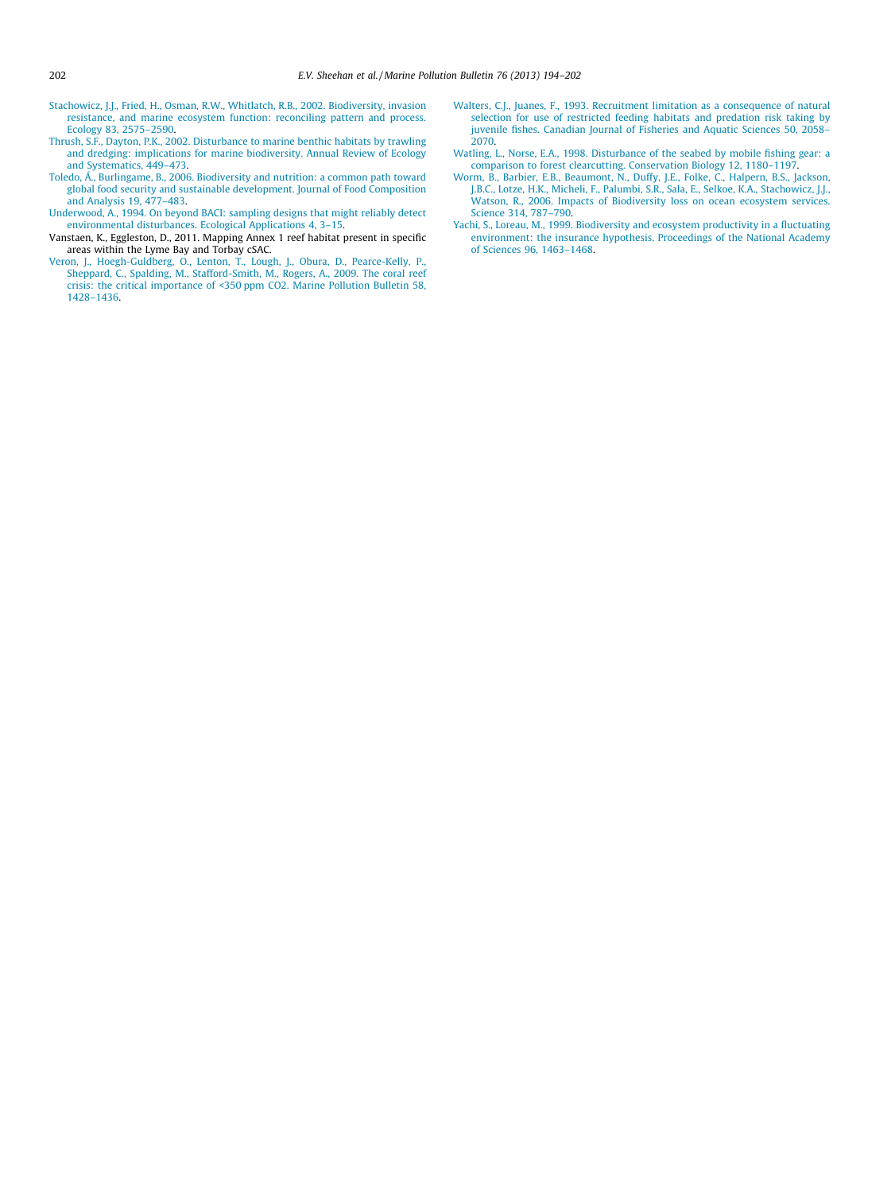Stachowicz, J.J., Fried, H., Osman, R.W., Whitlatch, R.B., 2002. Biodiversity, invasion resistance, and marine ecosystem function: reconciling pattern and process. Ecology 83, 2575–2590.

Thrush, S.F., Dayton, P.K., 2002. Disturbance to marine benthic habitats by trawling and dredging: implications for marine biodiversity. Annual Review of Ecology and Systematics, 449–473.

Toledo, Á., Burlingame, B., 2006. Biodiversity and nutrition: a common path toward global food security and sustainable development. Journal of Food Composition and Analysis 19, 477–483.

Underwood, A., 1994. On beyond BACI: sampling designs that might reliably detect environmental disturbances. Ecological Applications 4, 3–15.

Vanstaen, K., Eggleston, D., 2011. Mapping Annex 1 reef habitat present in specific areas within the Lyme Bay and Torbay cSAC.

Veron, J., Hoegh-Guldberg, O., Lenton, T., Lough, J., Obura, D., Pearce-Kelly, P., Sheppard, C., Spalding, M., Stafford-Smith, M., Rogers, A., 2009. The coral reef crisis: the critical importance of <350 ppm CO2. Marine Pollution Bulletin 58, 1428–1436.

Walters, C.J., Juanes, F., 1993. Recruitment limitation as a consequence of natural selection for use of restricted feeding habitats and predation risk taking by juvenile fishes. Canadian Journal of Fisheries and Aquatic Sciences 50, 2058–2070.

Watling, L., Norse, E.A., 1998. Disturbance of the seabed by mobile fishing gear: a comparison to forest clearcutting. Conservation Biology 12, 1180–1197.

Worm, B., Barbier, E.B., Beaumont, N., Duffy, J.E., Folke, C., Halpern, B.S., Jackson, J.B.C., Lotze, H.K., Micheli, F., Palumbi, S.R., Sala, E., Selkoe, K.A., Stachowicz, J.J., Watson, R., 2006. Impacts of Biodiversity loss on ocean ecosystem services. Science 314, 787–790.

Yachi, S., Loreau, M., 1999. Biodiversity and ecosystem productivity in a fluctuating environment: the insurance hypothesis. Proceedings of the National Academy of Sciences 96, 1463–1468.